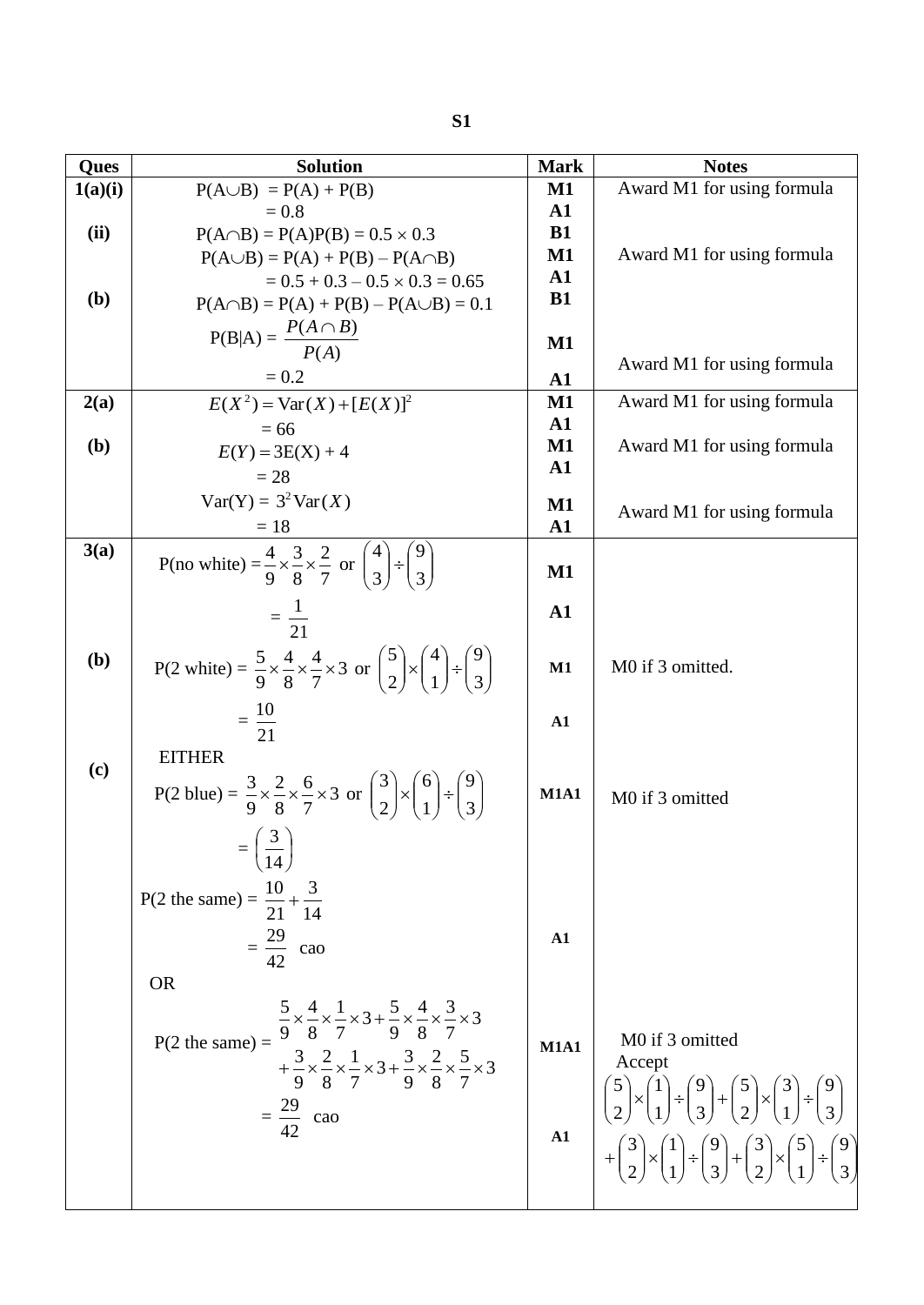# S1

| Ques | Solution | Mark | Notes |
|---|---|---|---|
| 1(a)(i) | P(A∪B) = P(A) + P(B) | M1 | Award M1 for using formula |
| | = 0.8 | A1 | |
| (ii) | P(A∩B) = P(A)P(B) = 0.5 × 0.3 | B1 | |
| | P(A∪B) = P(A) + P(B) – P(A∩B) | M1 | Award M1 for using formula |
| | = 0.5 + 0.3 – 0.5 × 0.3 = 0.65 | A1 | |
| (b) | P(A∩B) = P(A) + P(B) – P(A∪B) = 0.1 | B1 | |
| | P(B\|A) = $\frac{P(A \cap B)}{P(A)}$ | M1 | Award M1 for using formula |
| | = 0.2 | A1 | |
| 2(a) | $E(X^2) = \text{Var}(X) + [E(X)]^2$ | M1 | Award M1 for using formula |
| | = 66 | A1 | |
| (b) | $E(Y) = 3\text{E}(X) + 4$ | M1 | Award M1 for using formula |
| | = 28 | A1 | |
| | Var(Y) = $3^2 \text{Var}(X)$ | M1 | Award M1 for using formula |
| | = 18 | A1 | |
| 3(a) | P(no white) = $\frac{4}{9} \times \frac{3}{8} \times \frac{2}{7}$ or $\binom{4}{3} \div \binom{9}{3}$ | M1 | |
| | = $\frac{1}{21}$ | A1 | |
| (b) | P(2 white) = $\frac{5}{9} \times \frac{4}{8} \times \frac{4}{7} \times 3$ or $\binom{5}{2} \times \binom{4}{1} \div \binom{9}{3}$ | M1 | M0 if 3 omitted. |
| | = $\frac{10}{21}$ | A1 | |
| (c) | EITHER | | |
| | P(2 blue) = $\frac{3}{9} \times \frac{2}{8} \times \frac{6}{7} \times 3$ or $\binom{3}{2} \times \binom{6}{1} \div \binom{9}{3}$ | M1A1 | M0 if 3 omitted |
| | = $\left(\frac{3}{14}\right)$ | | |
| | P(2 the same) = $\frac{10}{21} + \frac{3}{14}$ | | |
| | = $\frac{29}{42}$ cao | A1 | |
| | OR | | |
| | P(2 the same) = $\frac{5}{9} \times \frac{4}{8} \times \frac{1}{7} \times 3 + \frac{5}{9} \times \frac{4}{8} \times \frac{3}{7} \times 3 + \frac{3}{9} \times \frac{2}{8} \times \frac{1}{7} \times 3 + \frac{3}{9} \times \frac{2}{8} \times \frac{5}{7} \times 3$ | M1A1 | M0 if 3 omitted<br>Accept<br>$\binom{5}{2} \times \binom{1}{1} \div \binom{9}{3} + \binom{5}{2} \times \binom{3}{1} \div \binom{9}{3} + \binom{3}{2} \times \binom{1}{1} \div \binom{9}{3} + \binom{3}{2} \times \binom{5}{1} \div \binom{9}{3}$ |
| | = $\frac{29}{42}$ cao | A1 | |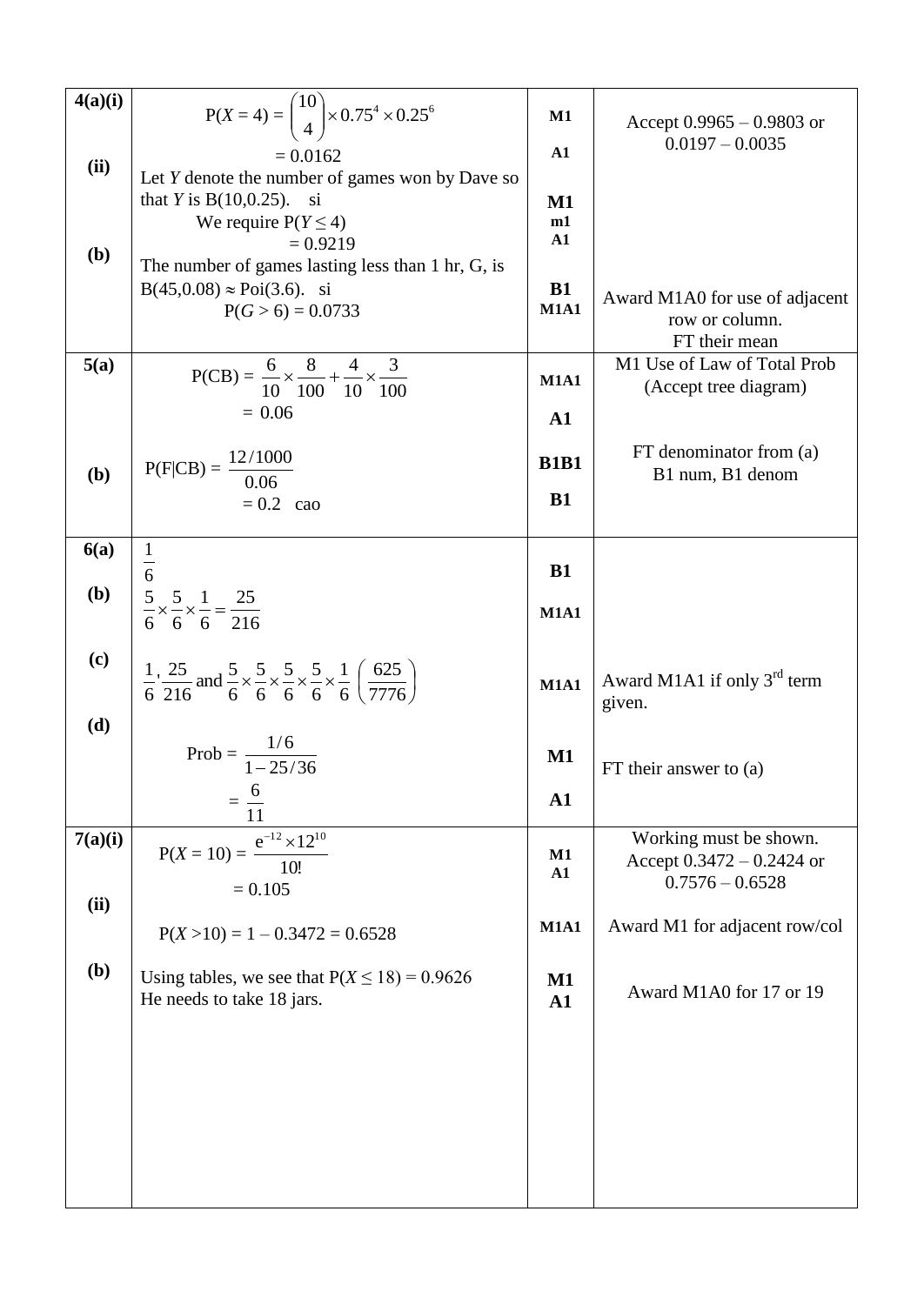| | | | |
|---|---|---|---|
| **4(a)(i)** | $P(X = 4) = \binom{10}{4} \times 0.75^4 \times 0.25^6$ <br> $= 0.0162$ | M1 <br> A1 | Accept 0.9965 – 0.9803 or 0.0197 – 0.0035 |
| **(ii)** | Let $Y$ denote the number of games won by Dave so that $Y$ is B(10,0.25). si <br> We require $P(Y \le 4)$ <br> $= 0.9219$ | M1 <br> m1 <br> A1 | |
| **(b)** | The number of games lasting less than 1 hr, G, is $B(45,0.08) \approx \text{Poi}(3.6)$. si <br> $P(G > 6) = 0.0733$ | B1 <br> M1A1 | Award M1A0 for use of adjacent row or column. <br> FT their mean |
| **5(a)** | $P(\text{CB}) = \frac{6}{10} \times \frac{8}{100} + \frac{4}{10} \times \frac{3}{100}$ <br> $= 0.06$ | M1A1 <br> A1 | M1 Use of Law of Total Prob (Accept tree diagram) |
| **(b)** | $P(\text{F}\mid\text{CB}) = \frac{12/1000}{0.06}$ <br> $= 0.2$ cao | B1B1 <br> B1 | FT denominator from (a) <br> B1 num, B1 denom |
| **6(a)** | $\frac{1}{6}$ | B1 | |
| **(b)** | $\frac{5}{6} \times \frac{5}{6} \times \frac{1}{6} = \frac{25}{216}$ | M1A1 | |
| **(c)** | $\frac{1}{6}, \frac{25}{216}$ and $\frac{5}{6} \times \frac{5}{6} \times \frac{5}{6} \times \frac{5}{6} \times \frac{1}{6} \left(\frac{625}{7776}\right)$ | M1A1 | Award M1A1 if only 3rd term given. |
| **(d)** | $\text{Prob} = \frac{1/6}{1 - 25/36}$ <br> $= \frac{6}{11}$ | M1 <br> A1 | FT their answer to (a) |
| **7(a)(i)** | $P(X = 10) = \frac{e^{-12} \times 12^{10}}{10!}$ <br> $= 0.105$ | M1 <br> A1 | Working must be shown. <br> Accept 0.3472 – 0.2424 or 0.7576 – 0.6528 |
| **(ii)** | $P(X > 10) = 1 - 0.3472 = 0.6528$ | M1A1 | Award M1 for adjacent row/col |
| **(b)** | Using tables, we see that $P(X \le 18) = 0.9626$ <br> He needs to take 18 jars. | M1 <br> A1 | Award M1A0 for 17 or 19 |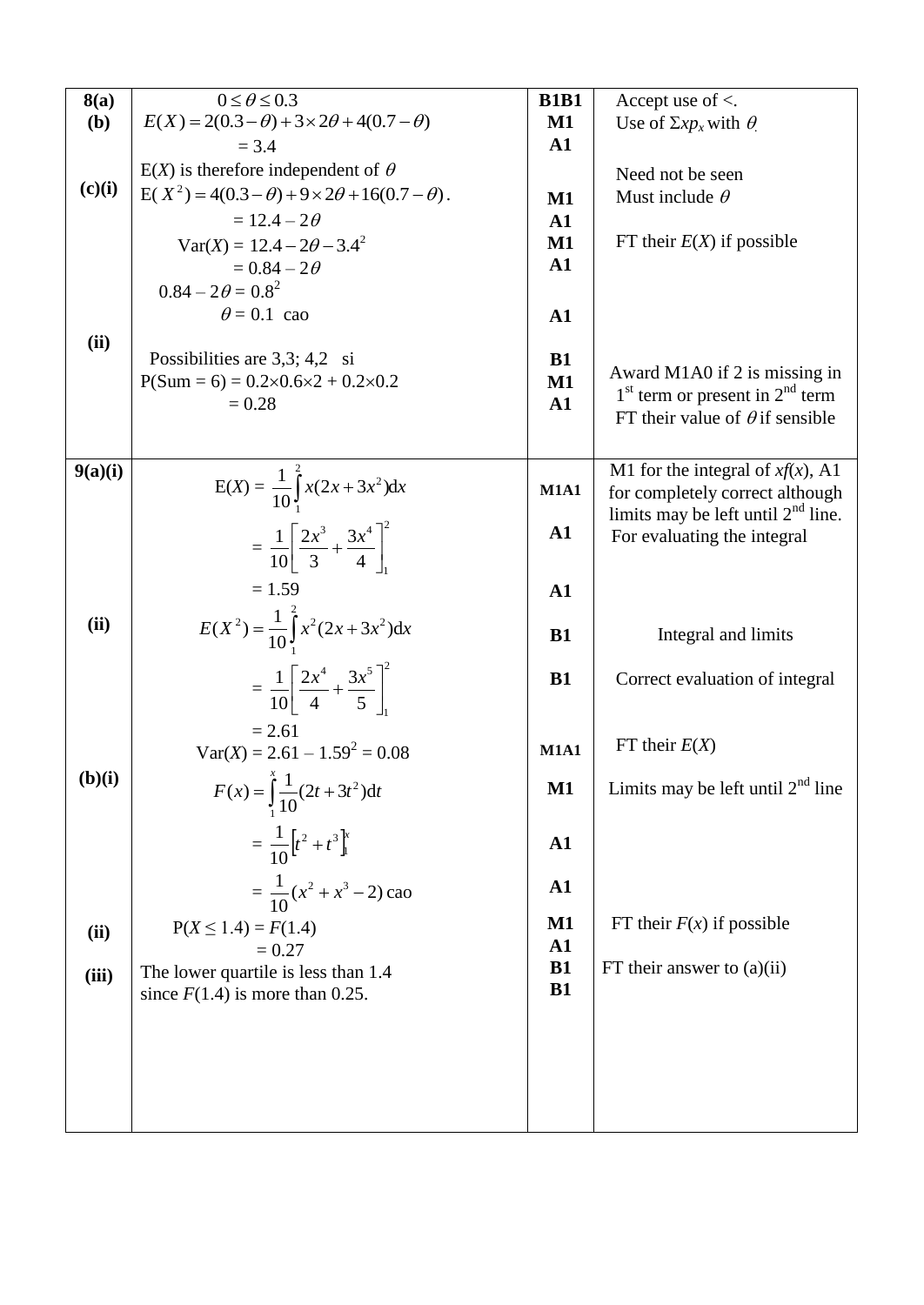| | | | |
|---|---|---|---|
| **8(a)** | $0 \le \theta \le 0.3$ | **B1B1** | Accept use of <. |
| **(b)** | $E(X) = 2(0.3-\theta) + 3\times 2\theta + 4(0.7-\theta)$ | **M1** | Use of $\Sigma xp_x$ with $\theta$. |
| | $= 3.4$ | **A1** | |
| | E($X$) is therefore independent of $\theta$ | | Need not be seen |
| **(c)(i)** | $E(X^2) = 4(0.3-\theta) + 9\times 2\theta + 16(0.7-\theta)$. | **M1** | Must include $\theta$ |
| | $= 12.4 - 2\theta$ | **A1** | |
| | Var($X$) = $12.4 - 2\theta - 3.4^2$ | **M1** | FT their $E(X)$ if possible |
| | $= 0.84 - 2\theta$ | **A1** | |
| | $0.84 - 2\theta = 0.8^2$ | | |
| | $\theta = 0.1$ cao | **A1** | |
| **(ii)** | Possibilities are 3,3; 4,2 si | **B1** | |
| | P(Sum = 6) = $0.2\times0.6\times2 + 0.2\times0.2$ | **M1** | Award M1A0 if 2 is missing in 1st term or present in 2nd term |
| | $= 0.28$ | **A1** | FT their value of $\theta$ if sensible |
| **9(a)(i)** | $E(X) = \dfrac{1}{10}\displaystyle\int_1^2 x(2x+3x^2)\mathrm{d}x$ | **M1A1** | M1 for the integral of $xf(x)$, A1 for completely correct although limits may be left until 2nd line. |
| | $= \dfrac{1}{10}\left[\dfrac{2x^3}{3} + \dfrac{3x^4}{4}\right]_1^2$ | **A1** | For evaluating the integral |
| | $= 1.59$ | **A1** | |
| **(ii)** | $E(X^2) = \dfrac{1}{10}\displaystyle\int_1^2 x^2(2x+3x^2)\mathrm{d}x$ | **B1** | Integral and limits |
| | $= \dfrac{1}{10}\left[\dfrac{2x^4}{4} + \dfrac{3x^5}{5}\right]_1^2$ | **B1** | Correct evaluation of integral |
| | $= 2.61$ | | |
| | Var($X$) = $2.61 - 1.59^2 = 0.08$ | **M1A1** | FT their $E(X)$ |
| **(b)(i)** | $F(x) = \displaystyle\int_1^x \dfrac{1}{10}(2t+3t^2)\mathrm{d}t$ | **M1** | Limits may be left until 2nd line |
| | $= \dfrac{1}{10}\left[t^2 + t^3\right]_1^x$ | **A1** | |
| | $= \dfrac{1}{10}(x^2 + x^3 - 2)$ cao | **A1** | |
| **(ii)** | $P(X \le 1.4) = F(1.4)$ | **M1** | FT their $F(x)$ if possible |
| | $= 0.27$ | **A1** | |
| **(iii)** | The lower quartile is less than 1.4 | **B1** | FT their answer to (a)(ii) |
| | since $F(1.4)$ is more than 0.25. | **B1** | |